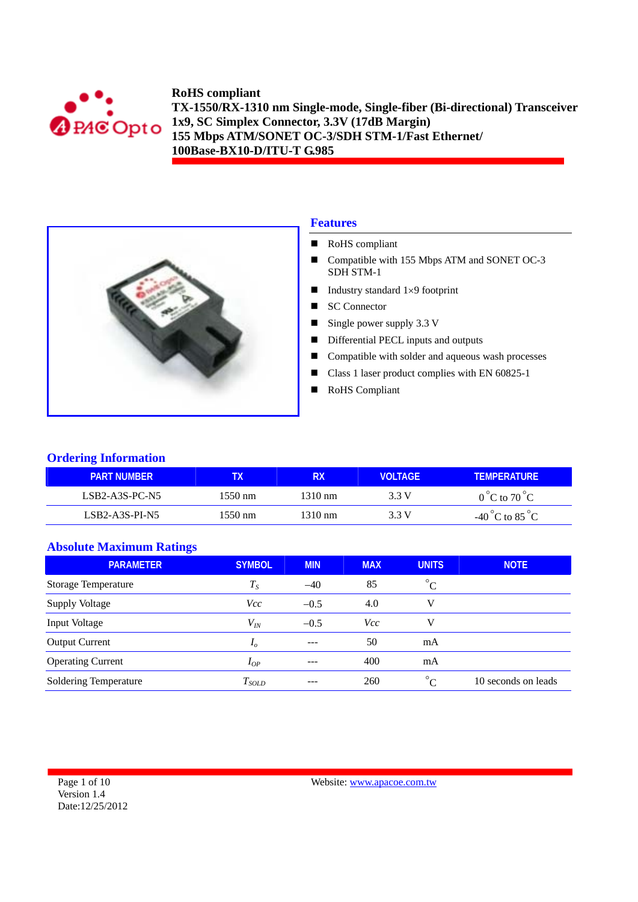**RoHS compliant**
**TX-1550/RX-1310 nm Single-mode, Single-fiber (Bi-directional) Transceiver**
**1x9, SC Simplex Connector, 3.3V (17dB Margin)**
**155 Mbps ATM/SONET OC-3/SDH STM-1/Fast Ethernet/**
**100Base-BX10-D/ITU-T G.985**

## Features

- RoHS compliant
- Compatible with 155 Mbps ATM and SONET OC-3 SDH STM-1
- Industry standard 1×9 footprint
- SC Connector
- Single power supply 3.3 V
- Differential PECL inputs and outputs
- Compatible with solder and aqueous wash processes
- Class 1 laser product complies with EN 60825-1
- RoHS Compliant

## Ordering Information

| PART NUMBER | TX | RX | VOLTAGE | TEMPERATURE |
|---|---|---|---|---|
| LSB2-A3S-PC-N5 | 1550 nm | 1310 nm | 3.3 V | 0 °C to 70 °C |
| LSB2-A3S-PI-N5 | 1550 nm | 1310 nm | 3.3 V | -40 °C to 85 °C |

## Absolute Maximum Ratings

| PARAMETER | SYMBOL | MIN | MAX | UNITS | NOTE |
|---|---|---|---|---|---|
| Storage Temperature | $T_S$ | –40 | 85 | °C | |
| Supply Voltage | $Vcc$ | –0.5 | 4.0 | V | |
| Input Voltage | $V_{IN}$ | –0.5 | $Vcc$ | V | |
| Output Current | $I_o$ | --- | 50 | mA | |
| Operating Current | $I_{OP}$ | --- | 400 | mA | |
| Soldering Temperature | $T_{SOLD}$ | --- | 260 | °C | 10 seconds on leads |

Version 1.4
Date:12/25/2012

Website: www.apacoe.com.tw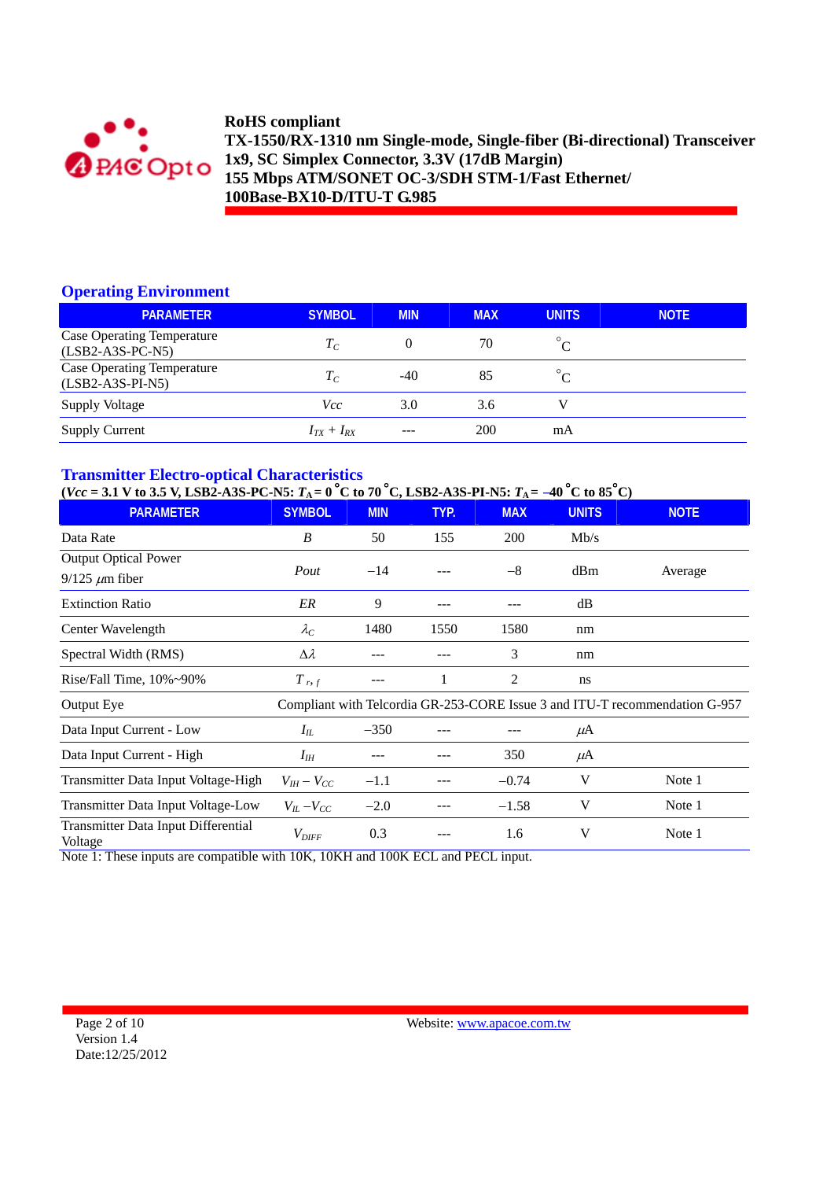**RoHS compliant**
**TX-1550/RX-1310 nm Single-mode, Single-fiber (Bi-directional) Transceiver**
**1x9, SC Simplex Connector, 3.3V (17dB Margin)**
**155 Mbps ATM/SONET OC-3/SDH STM-1/Fast Ethernet/**
**100Base-BX10-D/ITU-T G.985**

## Operating Environment

| PARAMETER | SYMBOL | MIN | MAX | UNITS | NOTE |
|---|---|---|---|---|---|
| Case Operating Temperature (LSB2-A3S-PC-N5) | $T_C$ | 0 | 70 | °C | |
| Case Operating Temperature (LSB2-A3S-PI-N5) | $T_C$ | -40 | 85 | °C | |
| Supply Voltage | *Vcc* | 3.0 | 3.6 | V | |
| Supply Current | $I_{TX} + I_{RX}$ | --- | 200 | mA | |

## Transmitter Electro-optical Characteristics

**(*Vcc* = 3.1 V to 3.5 V, LSB2-A3S-PC-N5: $T_A$ = 0 °C to 70 °C, LSB2-A3S-PI-N5: $T_A$ = –40 °C to 85°C)**

| PARAMETER | SYMBOL | MIN | TYP. | MAX | UNITS | NOTE |
|---|---|---|---|---|---|---|
| Data Rate | *B* | 50 | 155 | 200 | Mb/s | |
| Output Optical Power 9/125 μm fiber | *Pout* | −14 | --- | −8 | dBm | Average |
| Extinction Ratio | *ER* | 9 | --- | --- | dB | |
| Center Wavelength | $\lambda_C$ | 1480 | 1550 | 1580 | nm | |
| Spectral Width (RMS) | $\Delta\lambda$ | --- | --- | 3 | nm | |
| Rise/Fall Time, 10%~90% | $T_{r,f}$ | --- | 1 | 2 | ns | |
| Output Eye | Compliant with Telcordia GR-253-CORE Issue 3 and ITU-T recommendation G-957 | | | | | |
| Data Input Current - Low | $I_{IL}$ | −350 | --- | --- | μA | |
| Data Input Current - High | $I_{IH}$ | --- | --- | 350 | μA | |
| Transmitter Data Input Voltage-High | $V_{IH} - V_{CC}$ | −1.1 | --- | −0.74 | V | Note 1 |
| Transmitter Data Input Voltage-Low | $V_{IL} - V_{CC}$ | −2.0 | --- | −1.58 | V | Note 1 |
| Transmitter Data Input Differential Voltage | $V_{DIFF}$ | 0.3 | --- | 1.6 | V | Note 1 |

Note 1: These inputs are compatible with 10K, 10KH and 100K ECL and PECL input.

Website: www.apacoe.com.tw
Version 1.4
Date:12/25/2012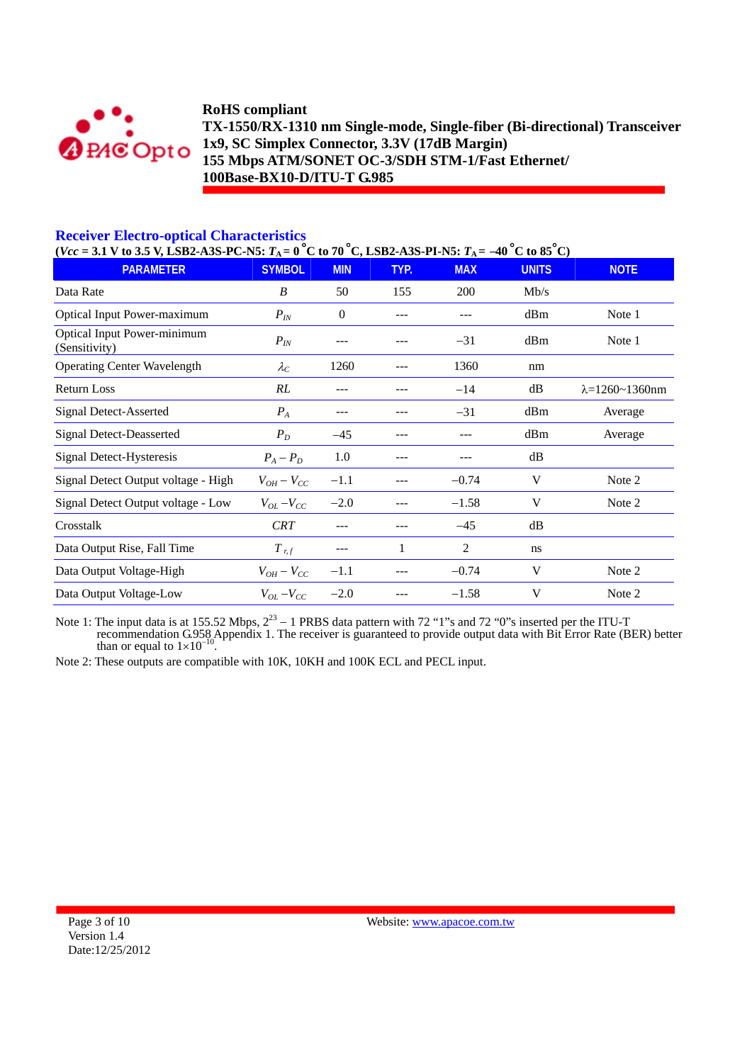## Receiver Electro-optical Characteristics

**($Vcc$ = 3.1 V to 3.5 V, LSB2-A3S-PC-N5: $T_A$ = 0 °C to 70 °C, LSB2-A3S-PI-N5: $T_A$ = –40 °C to 85°C)**

| PARAMETER | SYMBOL | MIN | TYP. | MAX | UNITS | NOTE |
|---|---|---|---|---|---|---|
| Data Rate | $B$ | 50 | 155 | 200 | Mb/s | |
| Optical Input Power-maximum | $P_{IN}$ | 0 | --- | --- | dBm | Note 1 |
| Optical Input Power-minimum (Sensitivity) | $P_{IN}$ | --- | --- | –31 | dBm | Note 1 |
| Operating Center Wavelength | $\lambda_C$ | 1260 | --- | 1360 | nm | |
| Return Loss | $RL$ | --- | --- | –14 | dB | λ=1260~1360nm |
| Signal Detect-Asserted | $P_A$ | --- | --- | –31 | dBm | Average |
| Signal Detect-Deasserted | $P_D$ | –45 | --- | --- | dBm | Average |
| Signal Detect-Hysteresis | $P_A – P_D$ | 1.0 | --- | --- | dB | |
| Signal Detect Output voltage - High | $V_{OH} – V_{CC}$ | –1.1 | --- | –0.74 | V | Note 2 |
| Signal Detect Output voltage - Low | $V_{OL} – V_{CC}$ | –2.0 | --- | –1.58 | V | Note 2 |
| Crosstalk | $CRT$ | --- | --- | –45 | dB | |
| Data Output Rise, Fall Time | $T_{r,f}$ | --- | 1 | 2 | ns | |
| Data Output Voltage-High | $V_{OH} – V_{CC}$ | –1.1 | --- | –0.74 | V | Note 2 |
| Data Output Voltage-Low | $V_{OL} – V_{CC}$ | –2.0 | --- | –1.58 | V | Note 2 |

Note 1: The input data is at 155.52 Mbps, $2^{23}$ – 1 PRBS data pattern with 72 "1"s and 72 "0"s inserted per the ITU-T recommendation G.958 Appendix 1. The receiver is guaranteed to provide output data with Bit Error Rate (BER) better than or equal to $1 \times 10^{-10}$.

Note 2: These outputs are compatible with 10K, 10KH and 100K ECL and PECL input.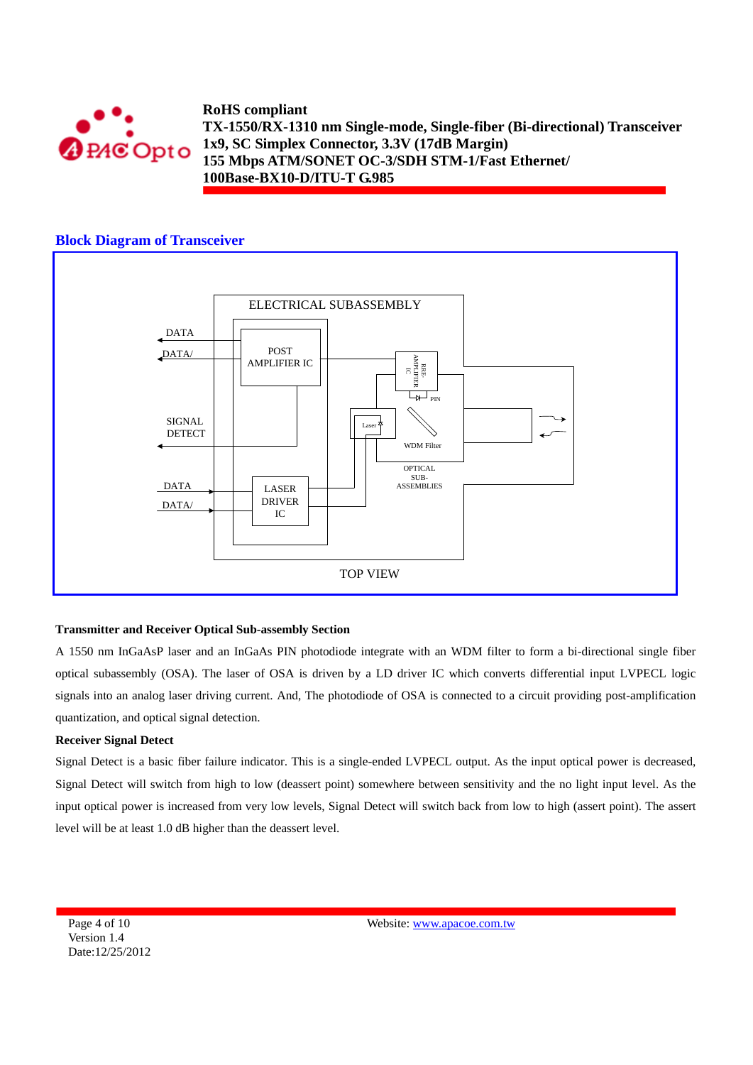## Block Diagram of Transceiver

ELECTRICAL SUBASSEMBLY

DATA

DATA/

POST AMPLIFIER IC

PRE-AMPLIFIER IC

PIN

SIGNAL DETECT

Laser

WDM Filter

OPTICAL SUB-ASSEMBLIES

DATA

DATA/

LASER DRIVER IC

TOP VIEW

**Transmitter and Receiver Optical Sub-assembly Section**

A 1550 nm InGaAsP laser and an InGaAs PIN photodiode integrate with an WDM filter to form a bi-directional single fiber optical subassembly (OSA). The laser of OSA is driven by a LD driver IC which converts differential input LVPECL logic signals into an analog laser driving current. And, The photodiode of OSA is connected to a circuit providing post-amplification quantization, and optical signal detection.

**Receiver Signal Detect**

Signal Detect is a basic fiber failure indicator. This is a single-ended LVPECL output. As the input optical power is decreased, Signal Detect will switch from high to low (deassert point) somewhere between sensitivity and the no light input level. As the input optical power is increased from very low levels, Signal Detect will switch back from low to high (assert point). The assert level will be at least 1.0 dB higher than the deassert level.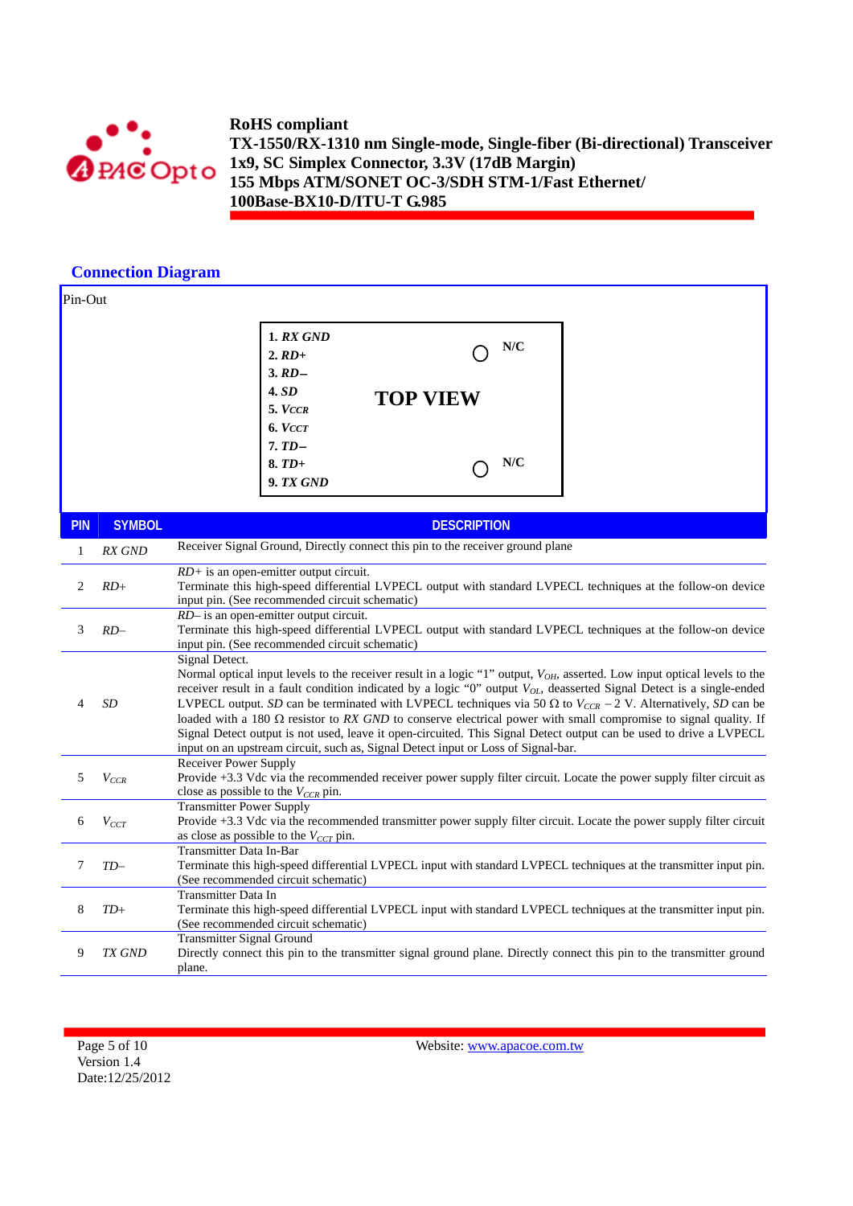## Connection Diagram

Pin-Out

1. *RX GND*
2. *RD+*
3. *RD–*
4. *SD*
5. *VCCR*
6. *VCCT*
7. *TD–*
8. *TD+*
9. *TX GND*

N/C

**TOP VIEW**

N/C

| PIN | SYMBOL | DESCRIPTION |
|---|---|---|
| 1 | *RX GND* | Receiver Signal Ground, Directly connect this pin to the receiver ground plane |
| 2 | *RD+* | *RD+* is an open-emitter output circuit.<br>Terminate this high-speed differential LVPECL output with standard LVPECL techniques at the follow-on device input pin. (See recommended circuit schematic) |
| 3 | *RD–* | *RD–* is an open-emitter output circuit.<br>Terminate this high-speed differential LVPECL output with standard LVPECL techniques at the follow-on device input pin. (See recommended circuit schematic) |
| 4 | *SD* | Signal Detect.<br>Normal optical input levels to the receiver result in a logic "1" output, $V_{OH}$, asserted. Low input optical levels to the receiver result in a fault condition indicated by a logic "0" output $V_{OL}$, deasserted Signal Detect is a single-ended LVPECL output. *SD* can be terminated with LVPECL techniques via 50 Ω to $V_{CCR} - 2$ V. Alternatively, *SD* can be loaded with a 180 Ω resistor to *RX GND* to conserve electrical power with small compromise to signal quality. If Signal Detect output is not used, leave it open-circuited. This Signal Detect output can be used to drive a LVPECL input on an upstream circuit, such as, Signal Detect input or Loss of Signal-bar. |
| 5 | $V_{CCR}$ | Receiver Power Supply<br>Provide +3.3 Vdc via the recommended receiver power supply filter circuit. Locate the power supply filter circuit as close as possible to the $V_{CCR}$ pin. |
| 6 | $V_{CCT}$ | Transmitter Power Supply<br>Provide +3.3 Vdc via the recommended transmitter power supply filter circuit. Locate the power supply filter circuit as close as possible to the $V_{CCT}$ pin. |
| 7 | *TD–* | Transmitter Data In-Bar<br>Terminate this high-speed differential LVPECL input with standard LVPECL techniques at the transmitter input pin. (See recommended circuit schematic) |
| 8 | *TD+* | Transmitter Data In<br>Terminate this high-speed differential LVPECL input with standard LVPECL techniques at the transmitter input pin. (See recommended circuit schematic) |
| 9 | *TX GND* | Transmitter Signal Ground<br>Directly connect this pin to the transmitter signal ground plane. Directly connect this pin to the transmitter ground plane. |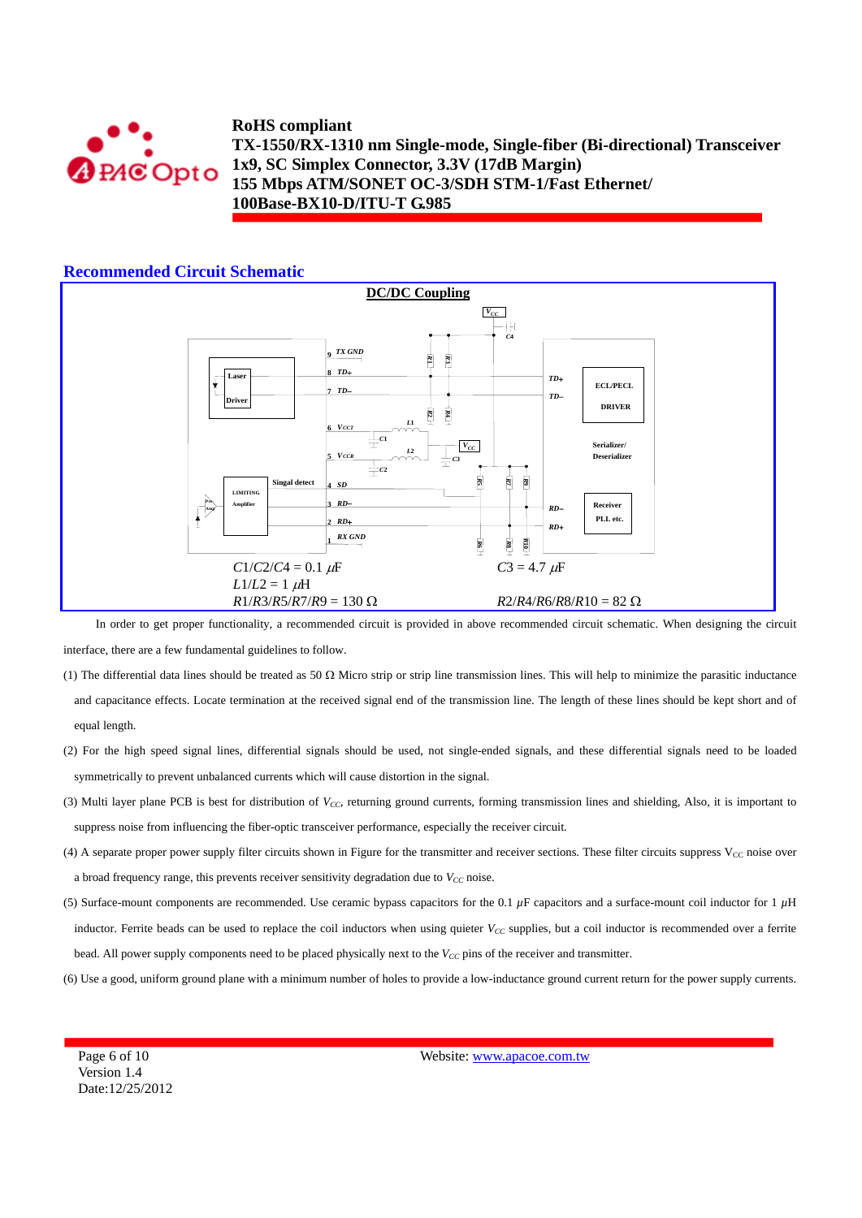## Recommended Circuit Schematic

**DC/DC Coupling**

$C1/C2/C4 = 0.1\ \mu F$ $C3 = 4.7\ \mu F$

$L1/L2 = 1\ \mu H$

$R1/R3/R5/R7/R9 = 130\ \Omega$ $R2/R4/R6/R8/R10 = 82\ \Omega$

In order to get proper functionality, a recommended circuit is provided in above recommended circuit schematic. When designing the circuit interface, there are a few fundamental guidelines to follow.

(1) The differential data lines should be treated as 50 Ω Micro strip or strip line transmission lines. This will help to minimize the parasitic inductance and capacitance effects. Locate termination at the received signal end of the transmission line. The length of these lines should be kept short and of equal length.

(2) For the high speed signal lines, differential signals should be used, not single-ended signals, and these differential signals need to be loaded symmetrically to prevent unbalanced currents which will cause distortion in the signal.

(3) Multi layer plane PCB is best for distribution of $V_{CC}$, returning ground currents, forming transmission lines and shielding, Also, it is important to suppress noise from influencing the fiber-optic transceiver performance, especially the receiver circuit.

(4) A separate proper power supply filter circuits shown in Figure for the transmitter and receiver sections. These filter circuits suppress $V_{CC}$ noise over a broad frequency range, this prevents receiver sensitivity degradation due to $V_{CC}$ noise.

(5) Surface-mount components are recommended. Use ceramic bypass capacitors for the 0.1 $\mu$F capacitors and a surface-mount coil inductor for 1 $\mu$H inductor. Ferrite beads can be used to replace the coil inductors when using quieter $V_{CC}$ supplies, but a coil inductor is recommended over a ferrite bead. All power supply components need to be placed physically next to the $V_{CC}$ pins of the receiver and transmitter.

(6) Use a good, uniform ground plane with a minimum number of holes to provide a low-inductance ground current return for the power supply currents.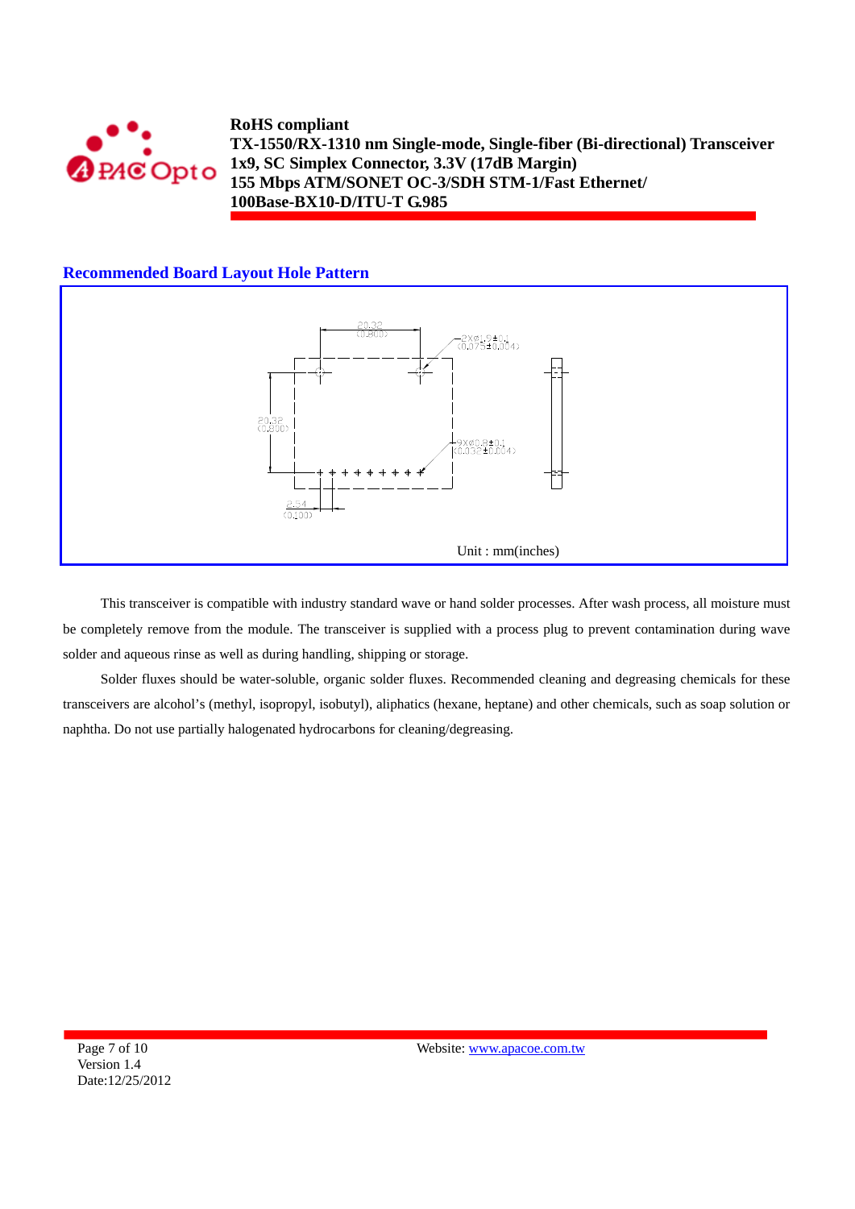## Recommended Board Layout Hole Pattern

20.32 (0.800)

2Xø1.9±0.1 (0.075±0.004)

20.32 (0.800)

9Xø0.8±0.1 (0.032±0.004)

2.54 (0.100)

Unit : mm(inches)

This transceiver is compatible with industry standard wave or hand solder processes. After wash process, all moisture must be completely remove from the module. The transceiver is supplied with a process plug to prevent contamination during wave solder and aqueous rinse as well as during handling, shipping or storage.

Solder fluxes should be water-soluble, organic solder fluxes. Recommended cleaning and degreasing chemicals for these transceivers are alcohol's (methyl, isopropyl, isobutyl), aliphatics (hexane, heptane) and other chemicals, such as soap solution or naphtha. Do not use partially halogenated hydrocarbons for cleaning/degreasing.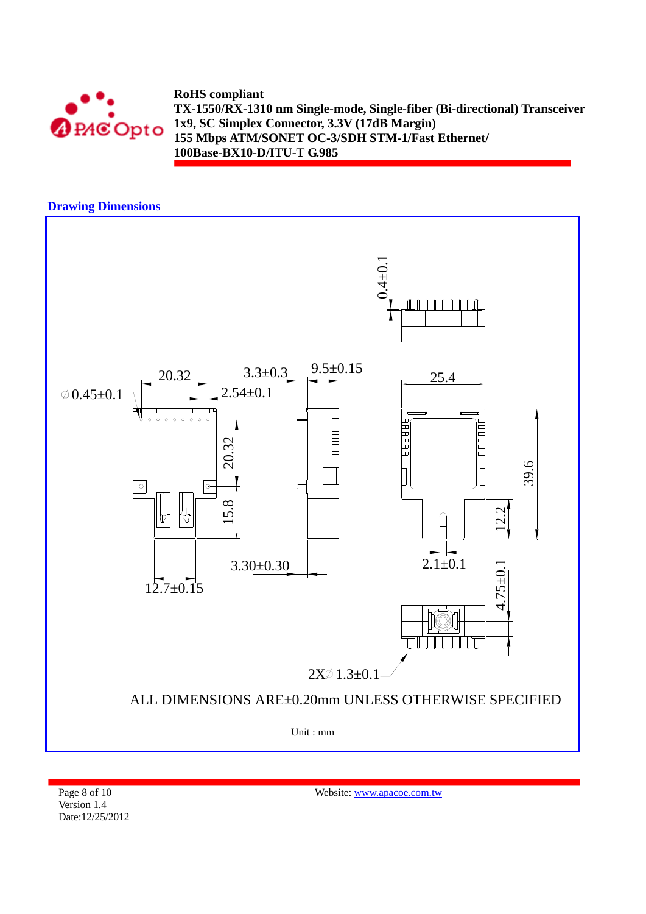## Drawing Dimensions

0.4±0.1

∅0.45±0.1

20.32

3.3±0.3

9.5±0.15

25.4

2.54±0.1

20.32

15.8

39.6

12.2

3.30±0.30

2.1±0.1

12.7±0.15

4.75±0.1

2X∅1.3±0.1

ALL DIMENSIONS ARE±0.20mm UNLESS OTHERWISE SPECIFIED

Unit : mm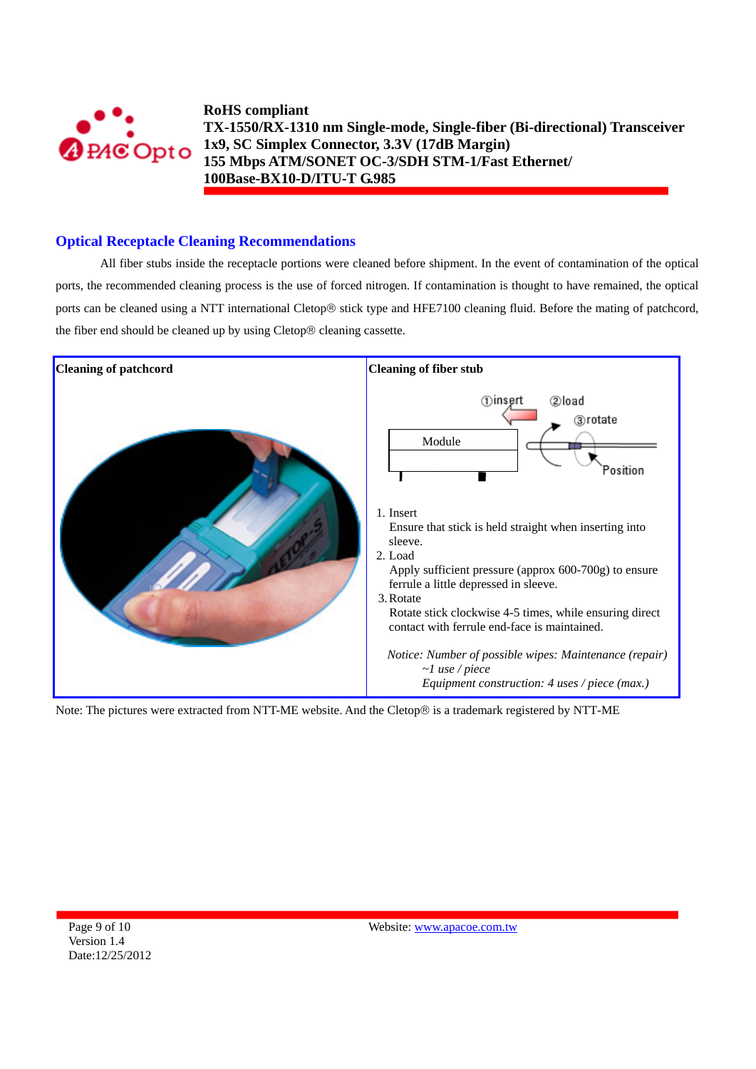## Optical Receptacle Cleaning Recommendations

All fiber stubs inside the receptacle portions were cleaned before shipment. In the event of contamination of the optical ports, the recommended cleaning process is the use of forced nitrogen. If contamination is thought to have remained, the optical ports can be cleaned using a NTT international Cletop® stick type and HFE7100 cleaning fluid. Before the mating of patchcord, the fiber end should be cleaned up by using Cletop® cleaning cassette.

| Cleaning of patchcord | Cleaning of fiber stub |
| --- | --- |
| | ①insert ②load ③rotate Module Position<br><br>1. Insert<br>Ensure that stick is held straight when inserting into sleeve.<br>2. Load<br>Apply sufficient pressure (approx 600-700g) to ensure ferrule a little depressed in sleeve.<br>3. Rotate<br>Rotate stick clockwise 4-5 times, while ensuring direct contact with ferrule end-face is maintained.<br><br>*Notice: Number of possible wipes: Maintenance (repair) ~1 use / piece*<br>*Equipment construction: 4 uses / piece (max.)* |

Note: The pictures were extracted from NTT-ME website. And the Cletop® is a trademark registered by NTT-ME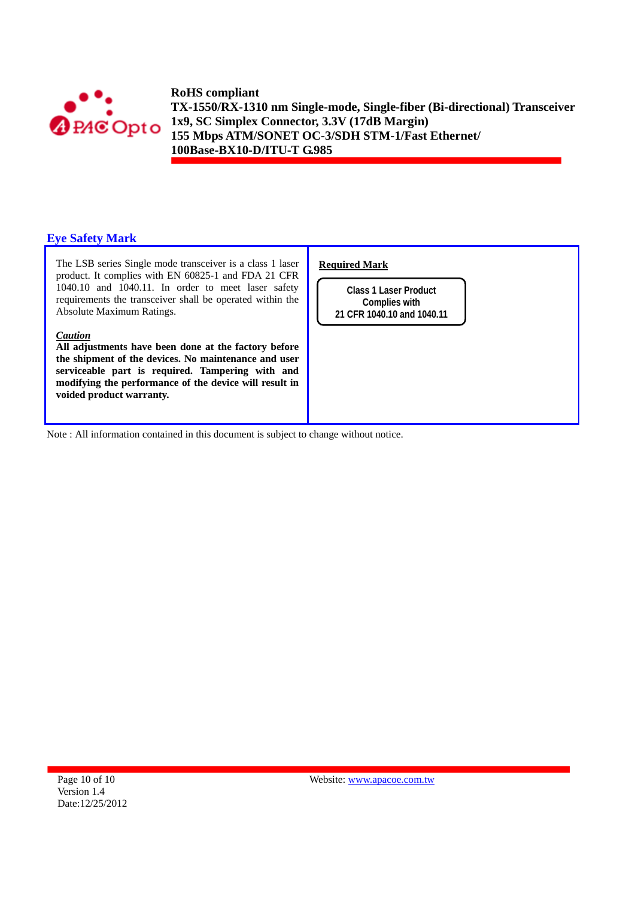## Eye Safety Mark

| | |
|---|---|
| The LSB series Single mode transceiver is a class 1 laser product. It complies with EN 60825-1 and FDA 21 CFR 1040.10 and 1040.11. In order to meet laser safety requirements the transceiver shall be operated within the Absolute Maximum Ratings.<br><br>***Caution***<br>**All adjustments have been done at the factory before the shipment of the devices. No maintenance and user serviceable part is required. Tampering with and modifying the performance of the device will result in voided product warranty.** | **Required Mark**<br><br>**Class 1 Laser Product**<br>**Complies with**<br>**21 CFR 1040.10 and 1040.11** |

Note : All information contained in this document is subject to change without notice.